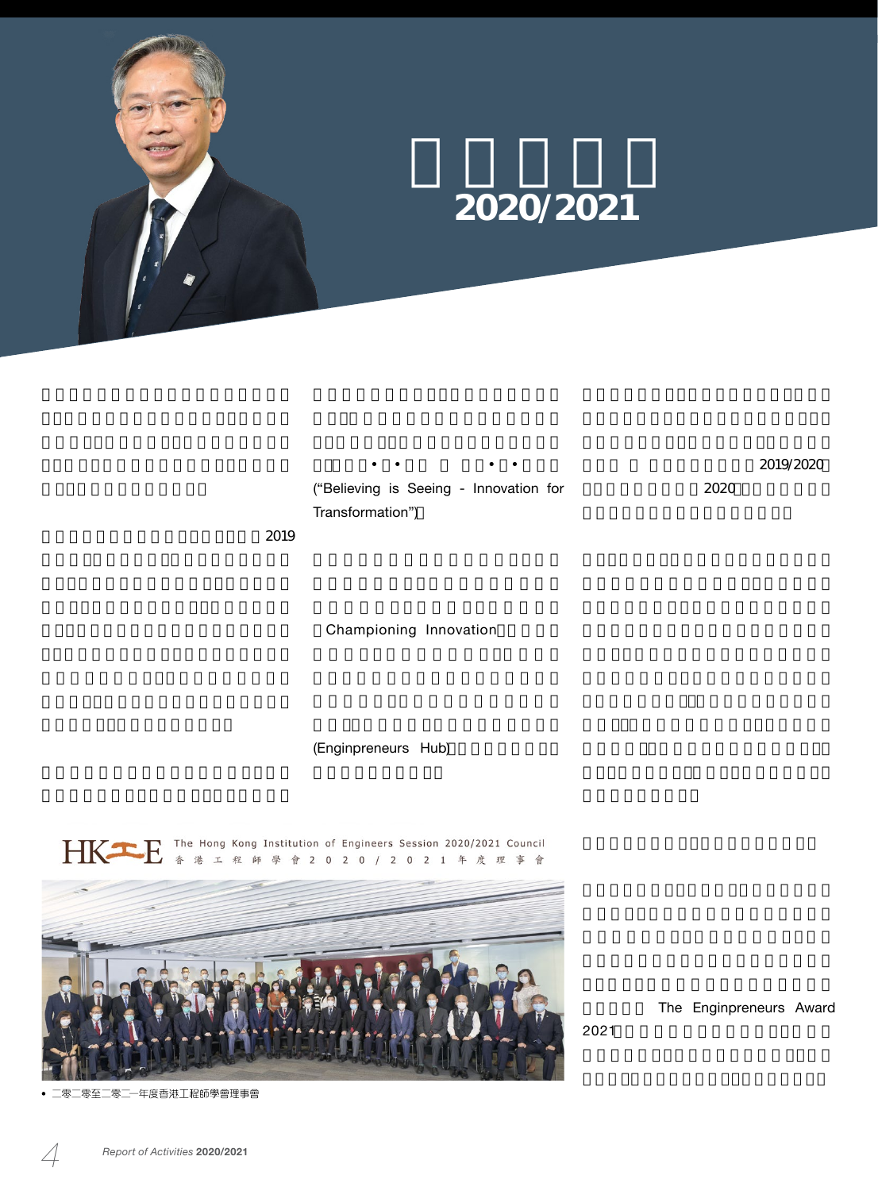# 2020/2021

2019

("Believing is Seeing - Innovation for Transformation")

Championing Innovation

(Enginpreneurs Hub)

2019/2020

2020

The Enginpreneurs Award 2021

HKIE The Hong Kong Institution of Engineers Session 2020/2021 Council
香港工程師學會 2020/2021 年度理事會

• 二零二零至二零二一年度香港工程師學會理事會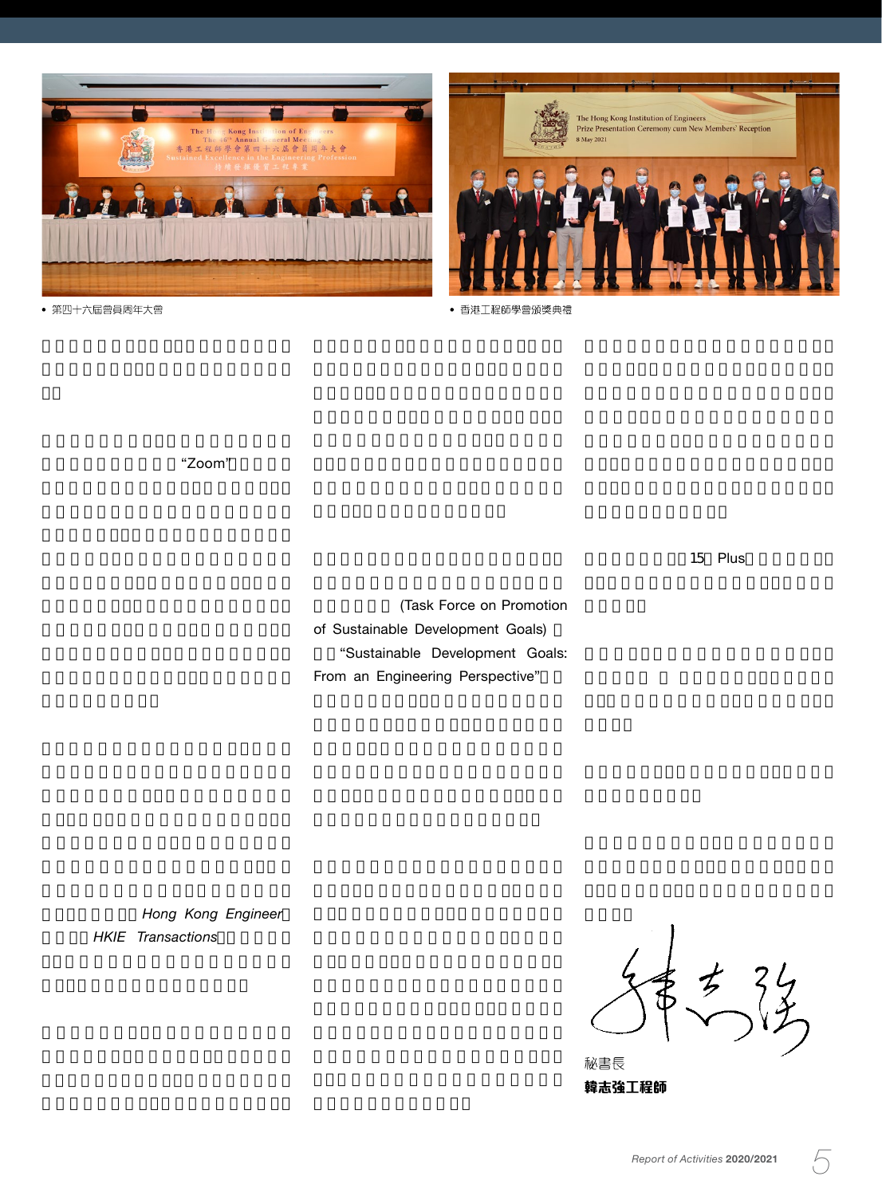• 第四十六屆會員周年大會

• 香港工程師學會頒獎典禮

“Zoom”

*Hong Kong Engineer*

*HKIE Transactions*

(Task Force on Promotion of Sustainable Development Goals)

“Sustainable Development Goals: From an Engineering Perspective”

15 Plus

秘書長

**韓志強工程師**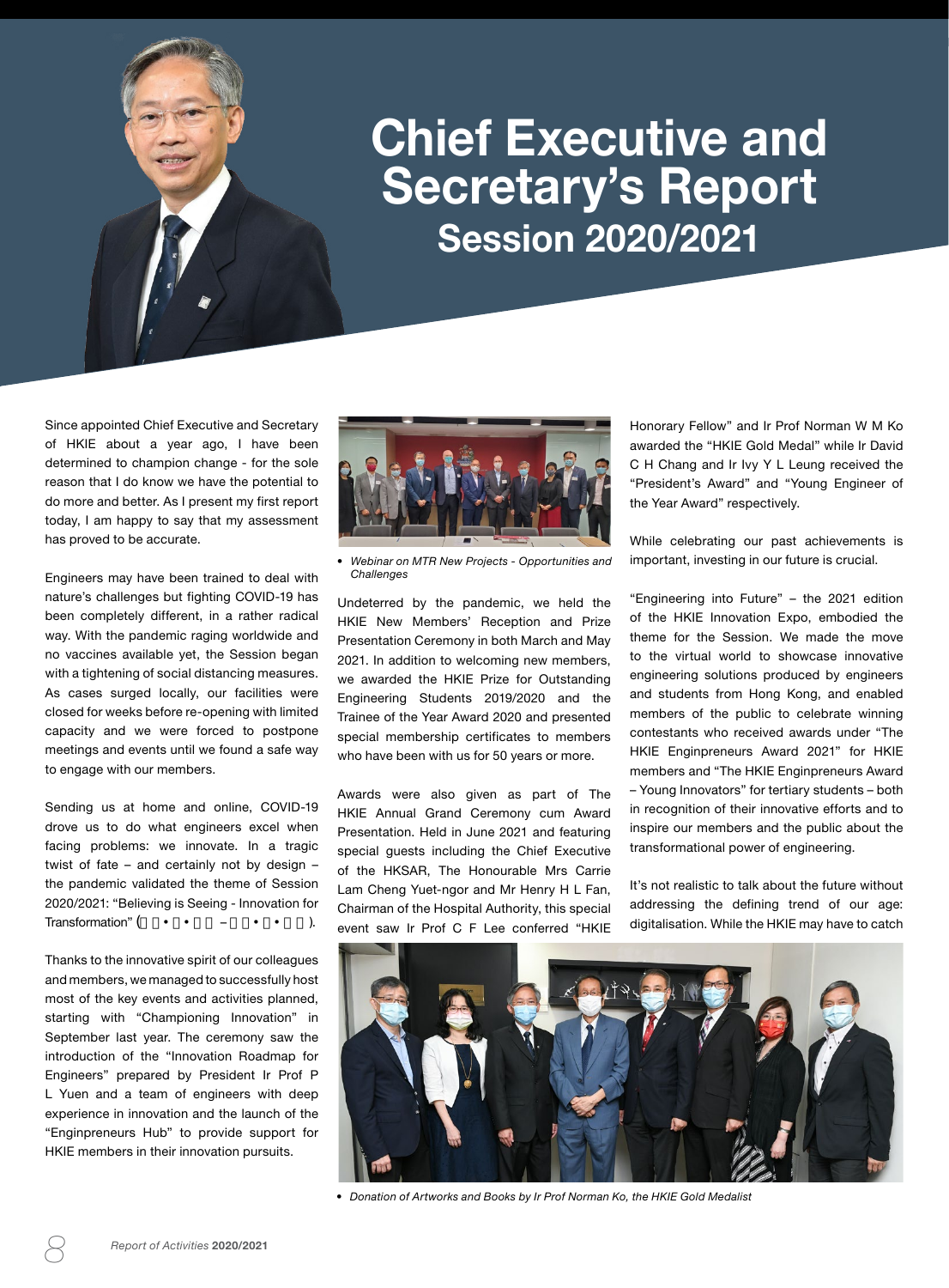# Chief Executive and Secretary's Report

## Session 2020/2021

Since appointed Chief Executive and Secretary of HKIE about a year ago, I have been determined to champion change - for the sole reason that I do know we have the potential to do more and better. As I present my first report today, I am happy to say that my assessment has proved to be accurate.

Engineers may have been trained to deal with nature's challenges but fighting COVID-19 has been completely different, in a rather radical way. With the pandemic raging worldwide and no vaccines available yet, the Session began with a tightening of social distancing measures. As cases surged locally, our facilities were closed for weeks before re-opening with limited capacity and we were forced to postpone meetings and events until we found a safe way to engage with our members.

Sending us at home and online, COVID-19 drove us to do what engineers excel when facing problems: we innovate. In a tragic twist of fate – and certainly not by design – the pandemic validated the theme of Session 2020/2021: "Believing is Seeing - Innovation for Transformation" (信念•創新•轉型 – 工程•科技•未來).

Thanks to the innovative spirit of our colleagues and members, we managed to successfully host most of the key events and activities planned, starting with "Championing Innovation" in September last year. The ceremony saw the introduction of the "Innovation Roadmap for Engineers" prepared by President Ir Prof P L Yuen and a team of engineers with deep experience in innovation and the launch of the "Enginpreneurs Hub" to provide support for HKIE members in their innovation pursuits.

- *Webinar on MTR New Projects - Opportunities and Challenges*

Undeterred by the pandemic, we held the HKIE New Members' Reception and Prize Presentation Ceremony in both March and May 2021. In addition to welcoming new members, we awarded the HKIE Prize for Outstanding Engineering Students 2019/2020 and the Trainee of the Year Award 2020 and presented special membership certificates to members who have been with us for 50 years or more.

Awards were also given as part of The HKIE Annual Grand Ceremony cum Award Presentation. Held in June 2021 and featuring special guests including the Chief Executive of the HKSAR, The Honourable Mrs Carrie Lam Cheng Yuet-ngor and Mr Henry H L Fan, Chairman of the Hospital Authority, this special event saw Ir Prof C F Lee conferred "HKIE Honorary Fellow" and Ir Prof Norman W M Ko awarded the "HKIE Gold Medal" while Ir David C H Chang and Ir Ivy Y L Leung received the "President's Award" and "Young Engineer of the Year Award" respectively.

While celebrating our past achievements is important, investing in our future is crucial.

"Engineering into Future" – the 2021 edition of the HKIE Innovation Expo, embodied the theme for the Session. We made the move to the virtual world to showcase innovative engineering solutions produced by engineers and students from Hong Kong, and enabled members of the public to celebrate winning contestants who received awards under "The HKIE Enginpreneurs Award 2021" for HKIE members and "The HKIE Enginpreneurs Award – Young Innovators" for tertiary students – both in recognition of their innovative efforts and to inspire our members and the public about the transformational power of engineering.

It's not realistic to talk about the future without addressing the defining trend of our age: digitalisation. While the HKIE may have to catch

- *Donation of Artworks and Books by Ir Prof Norman Ko, the HKIE Gold Medalist*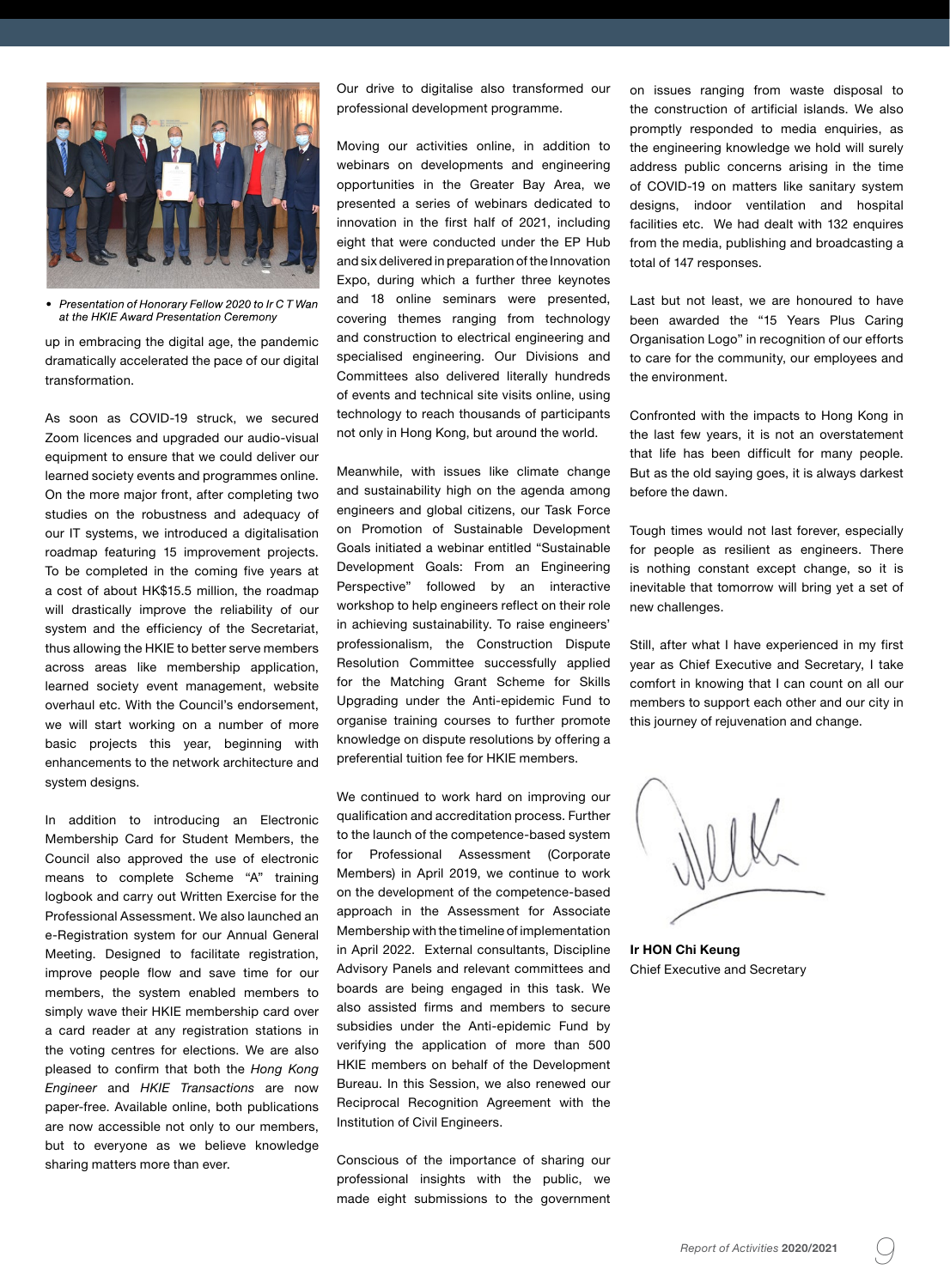- *Presentation of Honorary Fellow 2020 to Ir C T Wan at the HKIE Award Presentation Ceremony*

up in embracing the digital age, the pandemic dramatically accelerated the pace of our digital transformation.

As soon as COVID-19 struck, we secured Zoom licences and upgraded our audio-visual equipment to ensure that we could deliver our learned society events and programmes online. On the more major front, after completing two studies on the robustness and adequacy of our IT systems, we introduced a digitalisation roadmap featuring 15 improvement projects. To be completed in the coming five years at a cost of about HK$15.5 million, the roadmap will drastically improve the reliability of our system and the efficiency of the Secretariat, thus allowing the HKIE to better serve members across areas like membership application, learned society event management, website overhaul etc. With the Council's endorsement, we will start working on a number of more basic projects this year, beginning with enhancements to the network architecture and system designs.

In addition to introducing an Electronic Membership Card for Student Members, the Council also approved the use of electronic means to complete Scheme "A" training logbook and carry out Written Exercise for the Professional Assessment. We also launched an e-Registration system for our Annual General Meeting. Designed to facilitate registration, improve people flow and save time for our members, the system enabled members to simply wave their HKIE membership card over a card reader at any registration stations in the voting centres for elections. We are also pleased to confirm that both the *Hong Kong Engineer* and *HKIE Transactions* are now paper-free. Available online, both publications are now accessible not only to our members, but to everyone as we believe knowledge sharing matters more than ever.

Our drive to digitalise also transformed our professional development programme.

Moving our activities online, in addition to webinars on developments and engineering opportunities in the Greater Bay Area, we presented a series of webinars dedicated to innovation in the first half of 2021, including eight that were conducted under the EP Hub and six delivered in preparation of the Innovation Expo, during which a further three keynotes and 18 online seminars were presented, covering themes ranging from technology and construction to electrical engineering and specialised engineering. Our Divisions and Committees also delivered literally hundreds of events and technical site visits online, using technology to reach thousands of participants not only in Hong Kong, but around the world.

Meanwhile, with issues like climate change and sustainability high on the agenda among engineers and global citizens, our Task Force on Promotion of Sustainable Development Goals initiated a webinar entitled "Sustainable Development Goals: From an Engineering Perspective" followed by an interactive workshop to help engineers reflect on their role in achieving sustainability. To raise engineers' professionalism, the Construction Dispute Resolution Committee successfully applied for the Matching Grant Scheme for Skills Upgrading under the Anti-epidemic Fund to organise training courses to further promote knowledge on dispute resolutions by offering a preferential tuition fee for HKIE members.

We continued to work hard on improving our qualification and accreditation process. Further to the launch of the competence-based system for Professional Assessment (Corporate Members) in April 2019, we continue to work on the development of the competence-based approach in the Assessment for Associate Membership with the timeline of implementation in April 2022. External consultants, Discipline Advisory Panels and relevant committees and boards are being engaged in this task. We also assisted firms and members to secure subsidies under the Anti-epidemic Fund by verifying the application of more than 500 HKIE members on behalf of the Development Bureau. In this Session, we also renewed our Reciprocal Recognition Agreement with the Institution of Civil Engineers.

Conscious of the importance of sharing our professional insights with the public, we made eight submissions to the government on issues ranging from waste disposal to the construction of artificial islands. We also promptly responded to media enquiries, as the engineering knowledge we hold will surely address public concerns arising in the time of COVID-19 on matters like sanitary system designs, indoor ventilation and hospital facilities etc. We had dealt with 132 enquires from the media, publishing and broadcasting a total of 147 responses.

Last but not least, we are honoured to have been awarded the "15 Years Plus Caring Organisation Logo" in recognition of our efforts to care for the community, our employees and the environment.

Confronted with the impacts to Hong Kong in the last few years, it is not an overstatement that life has been difficult for many people. But as the old saying goes, it is always darkest before the dawn.

Tough times would not last forever, especially for people as resilient as engineers. There is nothing constant except change, so it is inevitable that tomorrow will bring yet a set of new challenges.

Still, after what I have experienced in my first year as Chief Executive and Secretary, I take comfort in knowing that I can count on all our members to support each other and our city in this journey of rejuvenation and change.

**Ir HON Chi Keung**
Chief Executive and Secretary